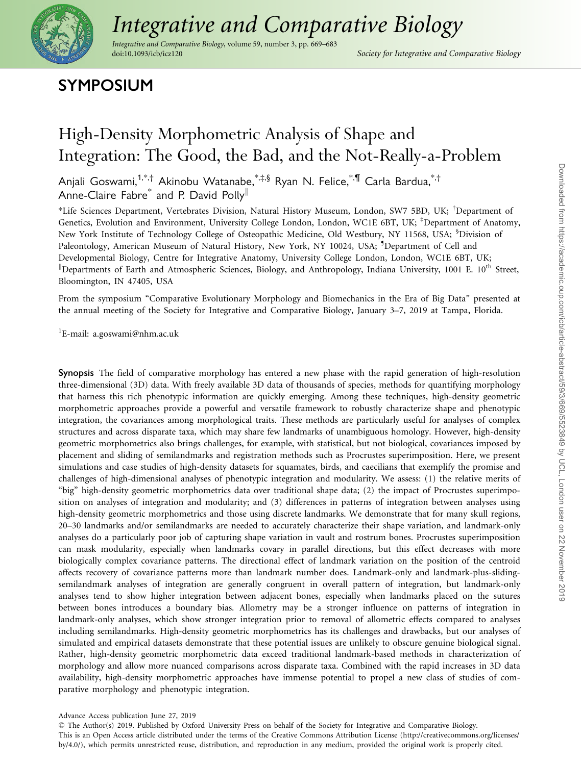# SYMPOSIUM

# High-Density Morphometric Analysis of Shape and Integration: The Good, the Bad, and the Not-Really-a-Problem

Anjali Goswami,[1,*,†] Akinobu Watanabe,[*,‡,§] Ryan N. Felice,[*,¶] Carla Bardua,[*,†] Anne-Claire Fabre[*] and P. David Polly[‖]

*Life Sciences Department, Vertebrates Division, Natural History Museum, London, SW7 5BD, UK; †Department of Genetics, Evolution and Environment, University College London, London, WC1E 6BT, UK; ‡Department of Anatomy, New York Institute of Technology College of Osteopathic Medicine, Old Westbury, NY 11568, USA; §Division of Paleontology, American Museum of Natural History, New York, NY 10024, USA; ¶Department of Cell and Developmental Biology, Centre for Integrative Anatomy, University College London, London, WC1E 6BT, UK; ‖Departments of Earth and Atmospheric Sciences, Biology, and Anthropology, Indiana University, 1001 E. 10th Street, Bloomington, IN 47405, USA

From the symposium "Comparative Evolutionary Morphology and Biomechanics in the Era of Big Data" presented at the annual meeting of the Society for Integrative and Comparative Biology, January 3–7, 2019 at Tampa, Florida.

[1]E-mail: a.goswami@nhm.ac.uk

**Synopsis** The field of comparative morphology has entered a new phase with the rapid generation of high-resolution three-dimensional (3D) data. With freely available 3D data of thousands of species, methods for quantifying morphology that harness this rich phenotypic information are quickly emerging. Among these techniques, high-density geometric morphometric approaches provide a powerful and versatile framework to robustly characterize shape and phenotypic integration, the covariances among morphological traits. These methods are particularly useful for analyses of complex structures and across disparate taxa, which may share few landmarks of unambiguous homology. However, high-density geometric morphometrics also brings challenges, for example, with statistical, but not biological, covariances imposed by placement and sliding of semilandmarks and registration methods such as Procrustes superimposition. Here, we present simulations and case studies of high-density datasets for squamates, birds, and caecilians that exemplify the promise and challenges of high-dimensional analyses of phenotypic integration and modularity. We assess: (1) the relative merits of "big" high-density geometric morphometrics data over traditional shape data; (2) the impact of Procrustes superimposition on analyses of integration and modularity; and (3) differences in patterns of integration between analyses using high-density geometric morphometrics and those using discrete landmarks. We demonstrate that for many skull regions, 20–30 landmarks and/or semilandmarks are needed to accurately characterize their shape variation, and landmark-only analyses do a particularly poor job of capturing shape variation in vault and rostrum bones. Procrustes superimposition can mask modularity, especially when landmarks covary in parallel directions, but this effect decreases with more biologically complex covariance patterns. The directional effect of landmark variation on the position of the centroid affects recovery of covariance patterns more than landmark number does. Landmark-only and landmark-plus-sliding-semilandmark analyses of integration are generally congruent in overall pattern of integration, but landmark-only analyses tend to show higher integration between adjacent bones, especially when landmarks placed on the sutures between bones introduces a boundary bias. Allometry may be a stronger influence on patterns of integration in landmark-only analyses, which show stronger integration prior to removal of allometric effects compared to analyses including semilandmarks. High-density geometric morphometrics has its challenges and drawbacks, but our analyses of simulated and empirical datasets demonstrate that these potential issues are unlikely to obscure genuine biological signal. Rather, high-density geometric morphometric data exceed traditional landmark-based methods in characterization of morphology and allow more nuanced comparisons across disparate taxa. Combined with the rapid increases in 3D data availability, high-density morphometric approaches have immense potential to propel a new class of studies of comparative morphology and phenotypic integration.

Advance Access publication June 27, 2019

© The Author(s) 2019. Published by Oxford University Press on behalf of the Society for Integrative and Comparative Biology.
This is an Open Access article distributed under the terms of the Creative Commons Attribution License (http://creativecommons.org/licenses/by/4.0/), which permits unrestricted reuse, distribution, and reproduction in any medium, provided the original work is properly cited.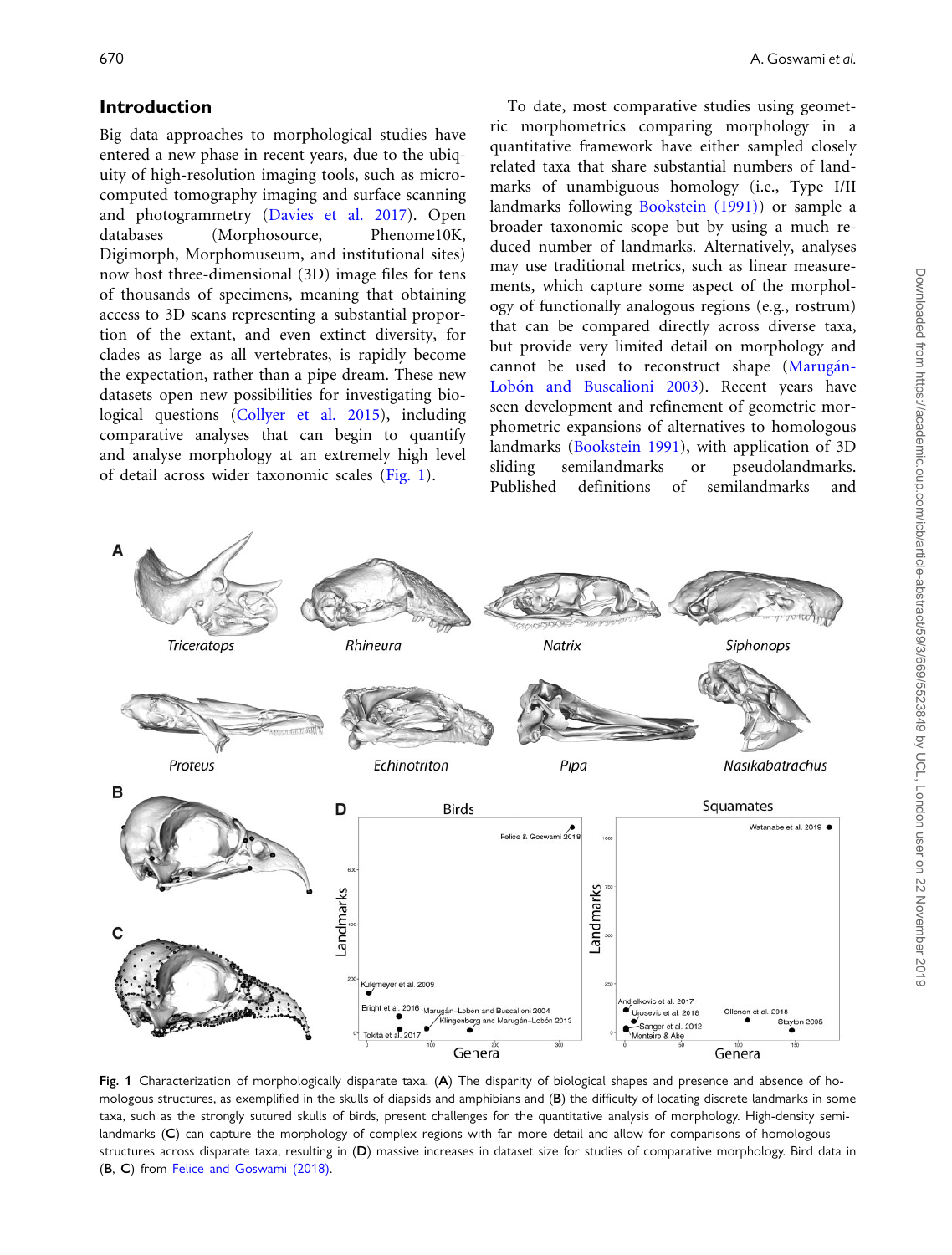## Introduction

Big data approaches to morphological studies have entered a new phase in recent years, due to the ubiquity of high-resolution imaging tools, such as micro-computed tomography imaging and surface scanning and photogrammetry (Davies et al. 2017). Open databases (Morphosource, Phenome10K, Digimorph, Morphomuseum, and institutional sites) now host three-dimensional (3D) image files for tens of thousands of specimens, meaning that obtaining access to 3D scans representing a substantial proportion of the extant, and even extinct diversity, for clades as large as all vertebrates, is rapidly become the expectation, rather than a pipe dream. These new datasets open new possibilities for investigating biological questions (Collyer et al. 2015), including comparative analyses that can begin to quantify and analyse morphology at an extremely high level of detail across wider taxonomic scales (Fig. 1).

To date, most comparative studies using geometric morphometrics comparing morphology in a quantitative framework have either sampled closely related taxa that share substantial numbers of landmarks of unambiguous homology (i.e., Type I/II landmarks following Bookstein (1991)) or sample a broader taxonomic scope but by using a much reduced number of landmarks. Alternatively, analyses may use traditional metrics, such as linear measurements, which capture some aspect of the morphology of functionally analogous regions (e.g., rostrum) that can be compared directly across diverse taxa, but provide very limited detail on morphology and cannot be used to reconstruct shape (Marugán-Lobón and Buscalioni 2003). Recent years have seen development and refinement of geometric morphometric expansions of alternatives to homologous landmarks (Bookstein 1991), with application of 3D sliding semilandmarks or pseudolandmarks. Published definitions of semilandmarks and

**Fig. 1** Characterization of morphologically disparate taxa. (**A**) The disparity of biological shapes and presence and absence of homologous structures, as exemplified in the skulls of diapsids and amphibians and (**B**) the difficulty of locating discrete landmarks in some taxa, such as the strongly sutured skulls of birds, present challenges for the quantitative analysis of morphology. High-density semilandmarks (**C**) can capture the morphology of complex regions with far more detail and allow for comparisons of homologous structures across disparate taxa, resulting in (**D**) massive increases in dataset size for studies of comparative morphology. Bird data in (**B**, **C**) from Felice and Goswami (2018).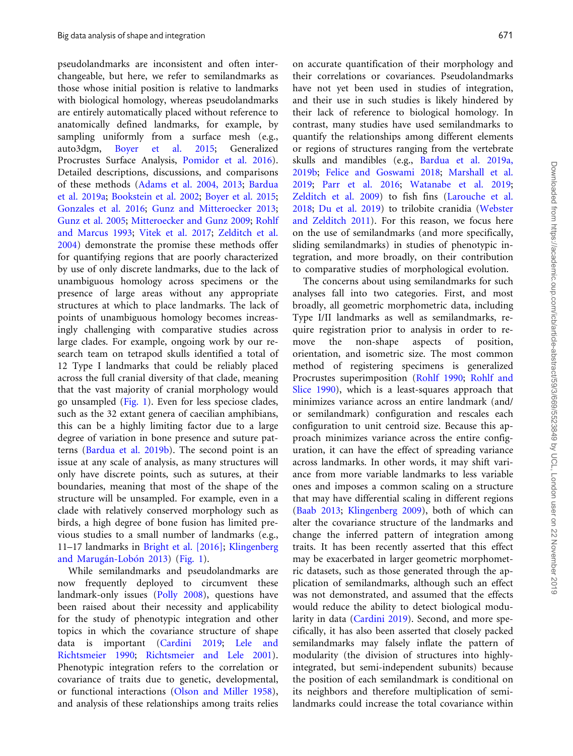pseudolandmarks are inconsistent and often interchangeable, but here, we refer to semilandmarks as those whose initial position is relative to landmarks with biological homology, whereas pseudolandmarks are entirely automatically placed without reference to anatomically defined landmarks, for example, by sampling uniformly from a surface mesh (e.g., auto3dgm, Boyer et al. 2015; Generalized Procrustes Surface Analysis, Pomidor et al. 2016). Detailed descriptions, discussions, and comparisons of these methods (Adams et al. 2004, 2013; Bardua et al. 2019a; Bookstein et al. 2002; Boyer et al. 2015; Gonzales et al. 2016; Gunz and Mitteroecker 2013; Gunz et al. 2005; Mitteroecker and Gunz 2009; Rohlf and Marcus 1993; Vitek et al. 2017; Zelditch et al. 2004) demonstrate the promise these methods offer for quantifying regions that are poorly characterized by use of only discrete landmarks, due to the lack of unambiguous homology across specimens or the presence of large areas without any appropriate structures at which to place landmarks. The lack of points of unambiguous homology becomes increasingly challenging with comparative studies across large clades. For example, ongoing work by our research team on tetrapod skulls identified a total of 12 Type I landmarks that could be reliably placed across the full cranial diversity of that clade, meaning that the vast majority of cranial morphology would go unsampled (Fig. 1). Even for less speciose clades, such as the 32 extant genera of caecilian amphibians, this can be a highly limiting factor due to a large degree of variation in bone presence and suture patterns (Bardua et al. 2019b). The second point is an issue at any scale of analysis, as many structures will only have discrete points, such as sutures, at their boundaries, meaning that most of the shape of the structure will be unsampled. For example, even in a clade with relatively conserved morphology such as birds, a high degree of bone fusion has limited previous studies to a small number of landmarks (e.g., 11–17 landmarks in Bright et al. [2016]; Klingenberg and Marugán-Lobón 2013) (Fig. 1).

While semilandmarks and pseudolandmarks are now frequently deployed to circumvent these landmark-only issues (Polly 2008), questions have been raised about their necessity and applicability for the study of phenotypic integration and other topics in which the covariance structure of shape data is important (Cardini 2019; Lele and Richtsmeier 1990; Richtsmeier and Lele 2001). Phenotypic integration refers to the correlation or covariance of traits due to genetic, developmental, or functional interactions (Olson and Miller 1958), and analysis of these relationships among traits relies on accurate quantification of their morphology and their correlations or covariances. Pseudolandmarks have not yet been used in studies of integration, and their use in such studies is likely hindered by their lack of reference to biological homology. In contrast, many studies have used semilandmarks to quantify the relationships among different elements or regions of structures ranging from the vertebrate skulls and mandibles (e.g., Bardua et al. 2019a, 2019b; Felice and Goswami 2018; Marshall et al. 2019; Parr et al. 2016; Watanabe et al. 2019; Zelditch et al. 2009) to fish fins (Larouche et al. 2018; Du et al. 2019) to trilobite cranidia (Webster and Zelditch 2011). For this reason, we focus here on the use of semilandmarks (and more specifically, sliding semilandmarks) in studies of phenotypic integration, and more broadly, on their contribution to comparative studies of morphological evolution.

The concerns about using semilandmarks for such analyses fall into two categories. First, and most broadly, all geometric morphometric data, including Type I/II landmarks as well as semilandmarks, require registration prior to analysis in order to remove the non-shape aspects of position, orientation, and isometric size. The most common method of registering specimens is generalized Procrustes superimposition (Rohlf 1990; Rohlf and Slice 1990), which is a least-squares approach that minimizes variance across an entire landmark (and/or semilandmark) configuration and rescales each configuration to unit centroid size. Because this approach minimizes variance across the entire configuration, it can have the effect of spreading variance across landmarks. In other words, it may shift variance from more variable landmarks to less variable ones and imposes a common scaling on a structure that may have differential scaling in different regions (Baab 2013; Klingenberg 2009), both of which can alter the covariance structure of the landmarks and change the inferred pattern of integration among traits. It has been recently asserted that this effect may be exacerbated in larger geometric morphometric datasets, such as those generated through the application of semilandmarks, although such an effect was not demonstrated, and assumed that the effects would reduce the ability to detect biological modularity in data (Cardini 2019). Second, and more specifically, it has also been asserted that closely packed semilandmarks may falsely inflate the pattern of modularity (the division of structures into highly-integrated, but semi-independent subunits) because the position of each semilandmark is conditional on its neighbors and therefore multiplication of semilandmarks could increase the total covariance within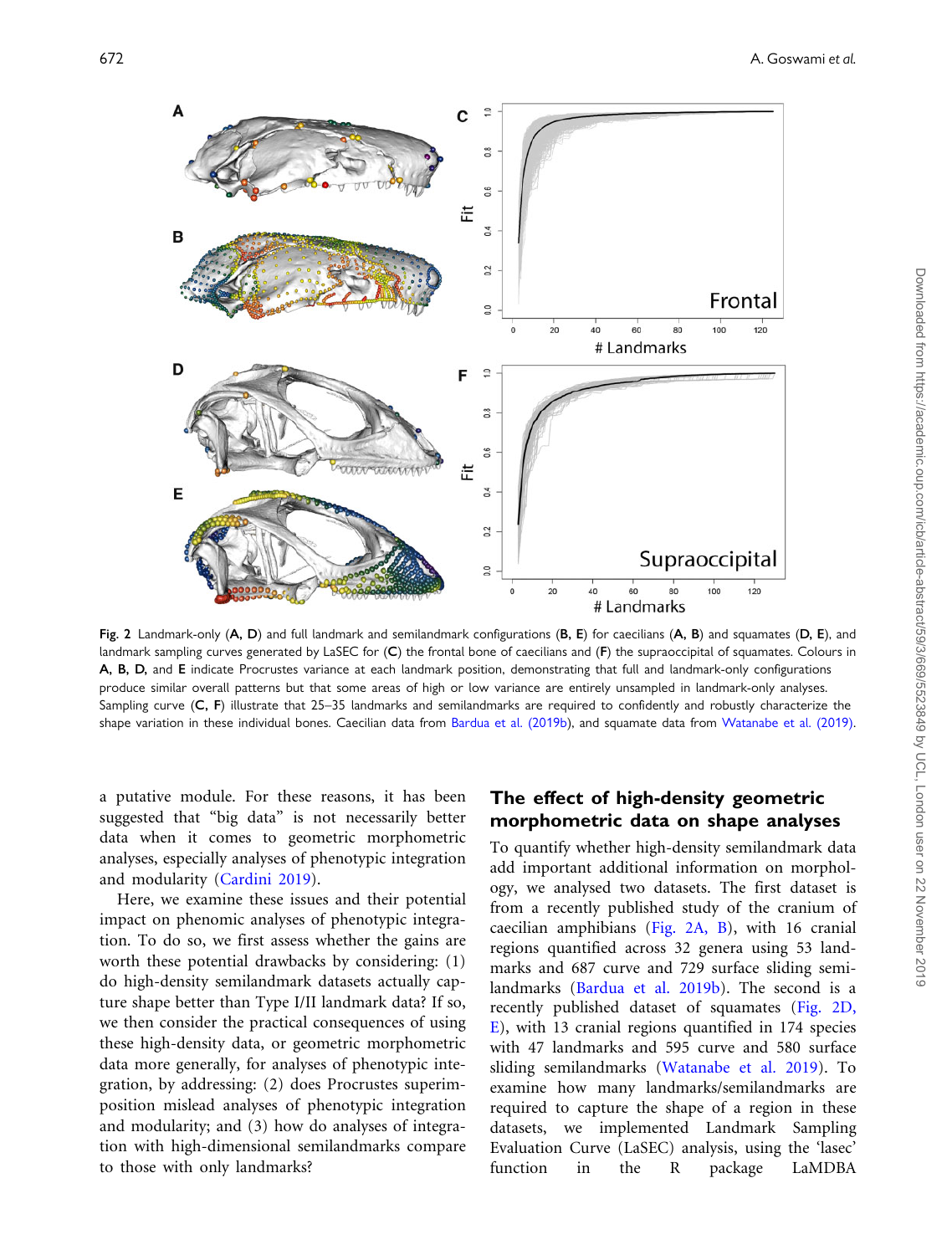Fig. 2 Landmark-only (**A**, **D**) and full landmark and semilandmark configurations (**B**, **E**) for caecilians (**A**, **B**) and squamates (**D**, **E**), and landmark sampling curves generated by LaSEC for (**C**) the frontal bone of caecilians and (**F**) the supraoccipital of squamates. Colours in **A**, **B**, **D**, and **E** indicate Procrustes variance at each landmark position, demonstrating that full and landmark-only configurations produce similar overall patterns but that some areas of high or low variance are entirely unsampled in landmark-only analyses. Sampling curve (**C**, **F**) illustrate that 25–35 landmarks and semilandmarks are required to confidently and robustly characterize the shape variation in these individual bones. Caecilian data from Bardua et al. (2019b), and squamate data from Watanabe et al. (2019).

a putative module. For these reasons, it has been suggested that "big data" is not necessarily better data when it comes to geometric morphometric analyses, especially analyses of phenotypic integration and modularity (Cardini 2019).

Here, we examine these issues and their potential impact on phenomic analyses of phenotypic integration. To do so, we first assess whether the gains are worth these potential drawbacks by considering: (1) do high-density semilandmark datasets actually capture shape better than Type I/II landmark data? If so, we then consider the practical consequences of using these high-density data, or geometric morphometric data more generally, for analyses of phenotypic integration, by addressing: (2) does Procrustes superimposition mislead analyses of phenotypic integration and modularity; and (3) how do analyses of integration with high-dimensional semilandmarks compare to those with only landmarks?

## The effect of high-density geometric morphometric data on shape analyses

To quantify whether high-density semilandmark data add important additional information on morphology, we analysed two datasets. The first dataset is from a recently published study of the cranium of caecilian amphibians (Fig. 2A, B), with 16 cranial regions quantified across 32 genera using 53 landmarks and 687 curve and 729 surface sliding semilandmarks (Bardua et al. 2019b). The second is a recently published dataset of squamates (Fig. 2D, E), with 13 cranial regions quantified in 174 species with 47 landmarks and 595 curve and 580 surface sliding semilandmarks (Watanabe et al. 2019). To examine how many landmarks/semilandmarks are required to capture the shape of a region in these datasets, we implemented Landmark Sampling Evaluation Curve (LaSEC) analysis, using the 'lasec' function in the R package LaMDBA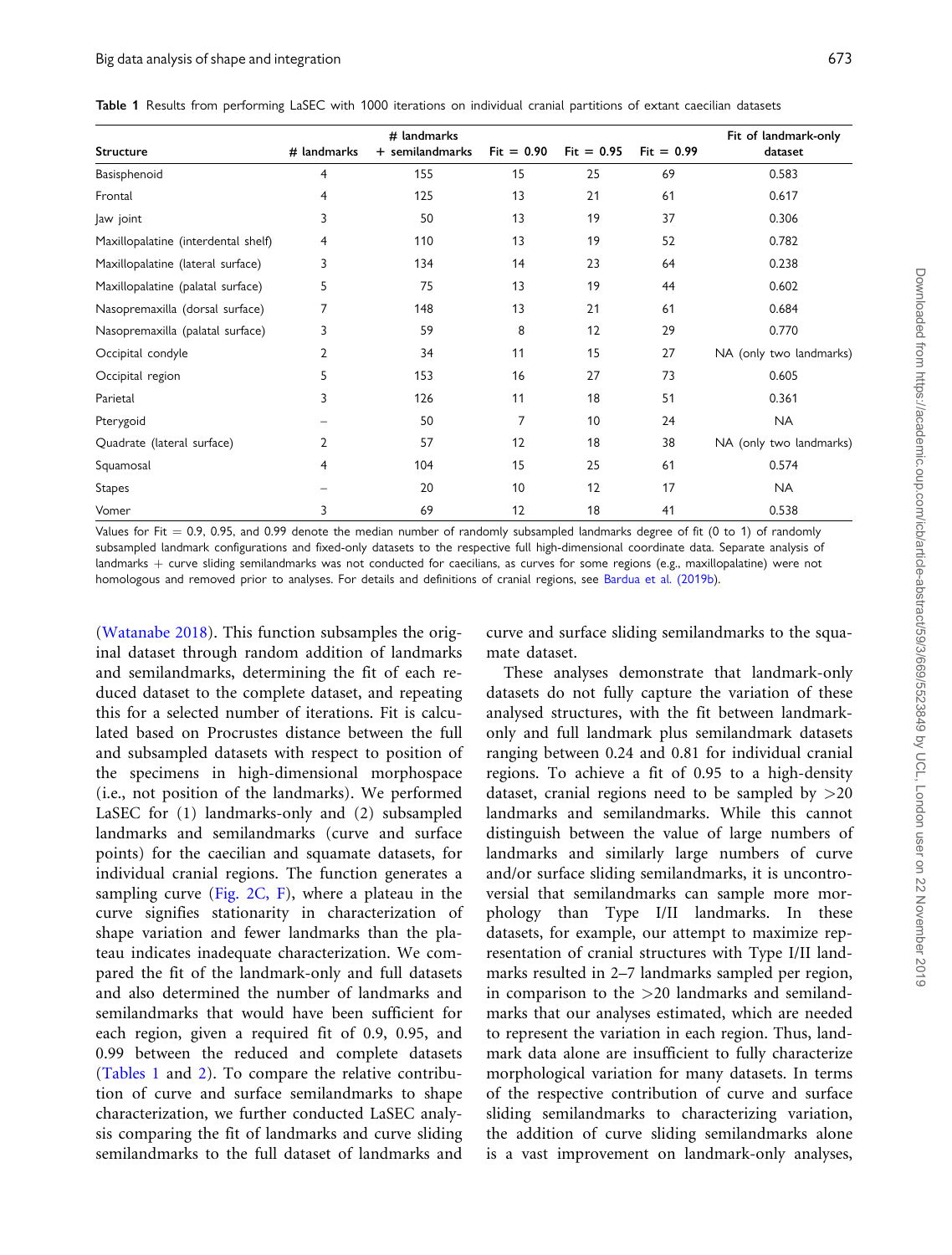**Table 1** Results from performing LaSEC with 1000 iterations on individual cranial partitions of extant caecilian datasets

| Structure | # landmarks | # landmarks + semilandmarks | Fit = 0.90 | Fit = 0.95 | Fit = 0.99 | Fit of landmark-only dataset |
|---|---|---|---|---|---|---|
| Basisphenoid | 4 | 155 | 15 | 25 | 69 | 0.583 |
| Frontal | 4 | 125 | 13 | 21 | 61 | 0.617 |
| Jaw joint | 3 | 50 | 13 | 19 | 37 | 0.306 |
| Maxillopalatine (interdental shelf) | 4 | 110 | 13 | 19 | 52 | 0.782 |
| Maxillopalatine (lateral surface) | 3 | 134 | 14 | 23 | 64 | 0.238 |
| Maxillopalatine (palatal surface) | 5 | 75 | 13 | 19 | 44 | 0.602 |
| Nasopremaxilla (dorsal surface) | 7 | 148 | 13 | 21 | 61 | 0.684 |
| Nasopremaxilla (palatal surface) | 3 | 59 | 8 | 12 | 29 | 0.770 |
| Occipital condyle | 2 | 34 | 11 | 15 | 27 | NA (only two landmarks) |
| Occipital region | 5 | 153 | 16 | 27 | 73 | 0.605 |
| Parietal | 3 | 126 | 11 | 18 | 51 | 0.361 |
| Pterygoid | – | 50 | 7 | 10 | 24 | NA |
| Quadrate (lateral surface) | 2 | 57 | 12 | 18 | 38 | NA (only two landmarks) |
| Squamosal | 4 | 104 | 15 | 25 | 61 | 0.574 |
| Stapes | – | 20 | 10 | 12 | 17 | NA |
| Vomer | 3 | 69 | 12 | 18 | 41 | 0.538 |

Values for Fit = 0.9, 0.95, and 0.99 denote the median number of randomly subsampled landmarks degree of fit (0 to 1) of randomly subsampled landmark configurations and fixed-only datasets to the respective full high-dimensional coordinate data. Separate analysis of landmarks + curve sliding semilandmarks was not conducted for caecilians, as curves for some regions (e.g., maxillopalatine) were not homologous and removed prior to analyses. For details and definitions of cranial regions, see Bardua et al. (2019b).

(Watanabe 2018). This function subsamples the original dataset through random addition of landmarks and semilandmarks, determining the fit of each reduced dataset to the complete dataset, and repeating this for a selected number of iterations. Fit is calculated based on Procrustes distance between the full and subsampled datasets with respect to position of the specimens in high-dimensional morphospace (i.e., not position of the landmarks). We performed LaSEC for (1) landmarks-only and (2) subsampled landmarks and semilandmarks (curve and surface points) for the caecilian and squamate datasets, for individual cranial regions. The function generates a sampling curve (Fig. 2C, F), where a plateau in the curve signifies stationarity in characterization of shape variation and fewer landmarks than the plateau indicates inadequate characterization. We compared the fit of the landmark-only and full datasets and also determined the number of landmarks and semilandmarks that would have been sufficient for each region, given a required fit of 0.9, 0.95, and 0.99 between the reduced and complete datasets (Tables 1 and 2). To compare the relative contribution of curve and surface semilandmarks to shape characterization, we further conducted LaSEC analysis comparing the fit of landmarks and curve sliding semilandmarks to the full dataset of landmarks and curve and surface sliding semilandmarks to the squamate dataset.

These analyses demonstrate that landmark-only datasets do not fully capture the variation of these analysed structures, with the fit between landmark-only and full landmark plus semilandmark datasets ranging between 0.24 and 0.81 for individual cranial regions. To achieve a fit of 0.95 to a high-density dataset, cranial regions need to be sampled by >20 landmarks and semilandmarks. While this cannot distinguish between the value of large numbers of landmarks and similarly large numbers of curve and/or surface sliding semilandmarks, it is uncontroversial that semilandmarks can sample more morphology than Type I/II landmarks. In these datasets, for example, our attempt to maximize representation of cranial structures with Type I/II landmarks resulted in 2–7 landmarks sampled per region, in comparison to the >20 landmarks and semilandmarks that our analyses estimated, which are needed to represent the variation in each region. Thus, landmark data alone are insufficient to fully characterize morphological variation for many datasets. In terms of the respective contribution of curve and surface sliding semilandmarks to characterizing variation, the addition of curve sliding semilandmarks alone is a vast improvement on landmark-only analyses,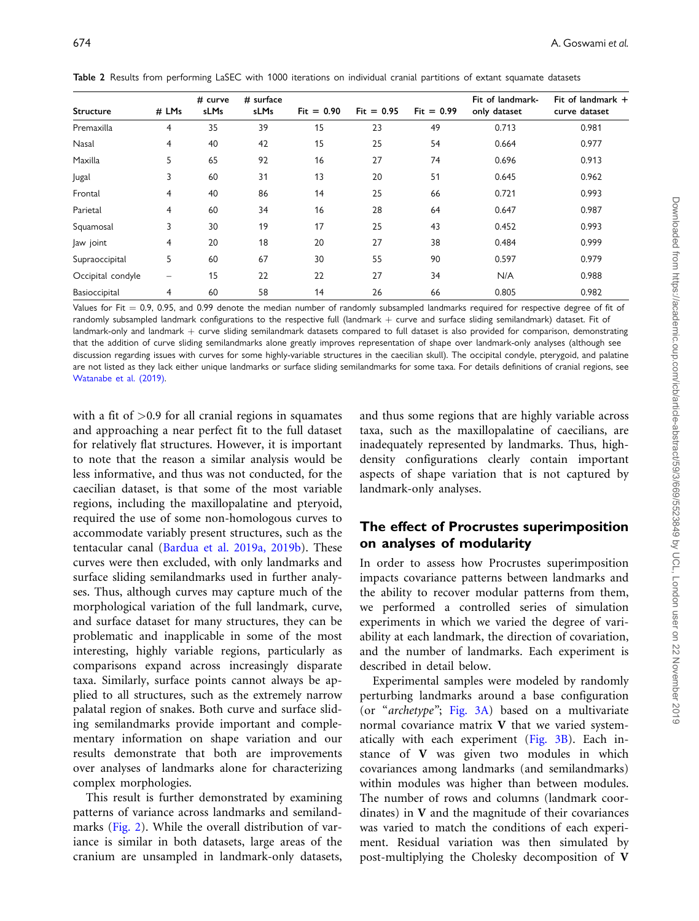**Table 2** Results from performing LaSEC with 1000 iterations on individual cranial partitions of extant squamate datasets

| Structure | # LMs | # curve sLMs | # surface sLMs | Fit = 0.90 | Fit = 0.95 | Fit = 0.99 | Fit of landmark-only dataset | Fit of landmark + curve dataset |
|---|---|---|---|---|---|---|---|---|
| Premaxilla | 4 | 35 | 39 | 15 | 23 | 49 | 0.713 | 0.981 |
| Nasal | 4 | 40 | 42 | 15 | 25 | 54 | 0.664 | 0.977 |
| Maxilla | 5 | 65 | 92 | 16 | 27 | 74 | 0.696 | 0.913 |
| Jugal | 3 | 60 | 31 | 13 | 20 | 51 | 0.645 | 0.962 |
| Frontal | 4 | 40 | 86 | 14 | 25 | 66 | 0.721 | 0.993 |
| Parietal | 4 | 60 | 34 | 16 | 28 | 64 | 0.647 | 0.987 |
| Squamosal | 3 | 30 | 19 | 17 | 25 | 43 | 0.452 | 0.993 |
| Jaw joint | 4 | 20 | 18 | 20 | 27 | 38 | 0.484 | 0.999 |
| Supraoccipital | 5 | 60 | 67 | 30 | 55 | 90 | 0.597 | 0.979 |
| Occipital condyle | – | 15 | 22 | 22 | 27 | 34 | N/A | 0.988 |
| Basioccipital | 4 | 60 | 58 | 14 | 26 | 66 | 0.805 | 0.982 |

Values for Fit = 0.9, 0.95, and 0.99 denote the median number of randomly subsampled landmarks required for respective degree of fit of randomly subsampled landmark configurations to the respective full (landmark + curve and surface sliding semilandmark) dataset. Fit of landmark-only and landmark + curve sliding semilandmark datasets compared to full dataset is also provided for comparison, demonstrating that the addition of curve sliding semilandmarks alone greatly improves representation of shape over landmark-only analyses (although see discussion regarding issues with curves for some highly-variable structures in the caecilian skull). The occipital condyle, pterygoid, and palatine are not listed as they lack either unique landmarks or surface sliding semilandmarks for some taxa. For details definitions of cranial regions, see Watanabe et al. (2019).

with a fit of >0.9 for all cranial regions in squamates and approaching a near perfect fit to the full dataset for relatively flat structures. However, it is important to note that the reason a similar analysis would be less informative, and thus was not conducted, for the caecilian dataset, is that some of the most variable regions, including the maxillopalatine and pteryoid, required the use of some non-homologous curves to accommodate variably present structures, such as the tentacular canal (Bardua et al. 2019a, 2019b). These curves were then excluded, with only landmarks and surface sliding semilandmarks used in further analyses. Thus, although curves may capture much of the morphological variation of the full landmark, curve, and surface dataset for many structures, they can be problematic and inapplicable in some of the most interesting, highly variable regions, particularly as comparisons expand across increasingly disparate taxa. Similarly, surface points cannot always be applied to all structures, such as the extremely narrow palatal region of snakes. Both curve and surface sliding semilandmarks provide important and complementary information on shape variation and our results demonstrate that both are improvements over analyses of landmarks alone for characterizing complex morphologies.

This result is further demonstrated by examining patterns of variance across landmarks and semilandmarks (Fig. 2). While the overall distribution of variance is similar in both datasets, large areas of the cranium are unsampled in landmark-only datasets, and thus some regions that are highly variable across taxa, such as the maxillopalatine of caecilians, are inadequately represented by landmarks. Thus, high-density configurations clearly contain important aspects of shape variation that is not captured by landmark-only analyses.

## The effect of Procrustes superimposition on analyses of modularity

In order to assess how Procrustes superimposition impacts covariance patterns between landmarks and the ability to recover modular patterns from them, we performed a controlled series of simulation experiments in which we varied the degree of variability at each landmark, the direction of covariation, and the number of landmarks. Each experiment is described in detail below.

Experimental samples were modeled by randomly perturbing landmarks around a base configuration (or "*archetype*"; Fig. 3A) based on a multivariate normal covariance matrix **V** that we varied systematically with each experiment (Fig. 3B). Each instance of **V** was given two modules in which covariances among landmarks (and semilandmarks) within modules was higher than between modules. The number of rows and columns (landmark coordinates) in **V** and the magnitude of their covariances was varied to match the conditions of each experiment. Residual variation was then simulated by post-multiplying the Cholesky decomposition of **V**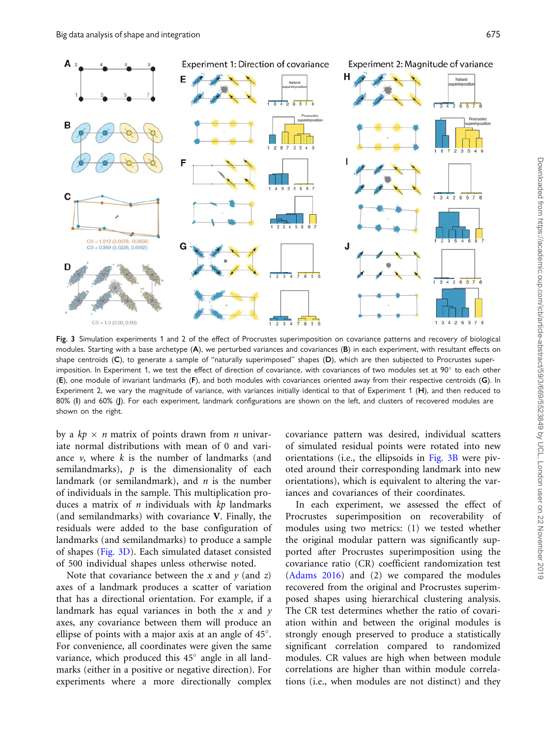Fig. 3 Simulation experiments 1 and 2 of the effect of Procrustes superimposition on covariance patterns and recovery of biological modules. Starting with a base archetype (**A**), we perturbed variances and covariances (**B**) in each experiment, with resultant effects on shape centroids (**C**), to generate a sample of "naturally superimposed" shapes (**D**), which are then subjected to Procrustes superimposition. In Experiment 1, we test the effect of direction of covariance, with covariances of two modules set at 90° to each other (**E**), one module of invariant landmarks (**F**), and both modules with covariances oriented away from their respective centroids (**G**). In Experiment 2, we vary the magnitude of variance, with variances initially identical to that of Experiment 1 (**H**), and then reduced to 80% (**I**) and 60% (**J**). For each experiment, landmark configurations are shown on the left, and clusters of recovered modules are shown on the right.

by a $kp \times n$ matrix of points drawn from $n$ univariate normal distributions with mean of 0 and variance $v$, where $k$ is the number of landmarks (and semilandmarks), $p$ is the dimensionality of each landmark (or semilandmark), and $n$ is the number of individuals in the sample. This multiplication produces a matrix of $n$ individuals with $kp$ landmarks (and semilandmarks) with covariance $\mathbf{V}$. Finally, the residuals were added to the base configuration of landmarks (and semilandmarks) to produce a sample of shapes (Fig. 3D). Each simulated dataset consisted of 500 individual shapes unless otherwise noted.

Note that covariance between the $x$ and $y$ (and $z$) axes of a landmark produces a scatter of variation that has a directional orientation. For example, if a landmark has equal variances in both the $x$ and $y$ axes, any covariance between them will produce an ellipse of points with a major axis at an angle of 45°. For convenience, all coordinates were given the same variance, which produced this 45° angle in all landmarks (either in a positive or negative direction). For experiments where a more directionally complex covariance pattern was desired, individual scatters of simulated residual points were rotated into new orientations (i.e., the ellipsoids in Fig. 3B were pivoted around their corresponding landmark into new orientations), which is equivalent to altering the variances and covariances of their coordinates.

In each experiment, we assessed the effect of Procrustes superimposition on recoverability of modules using two metrics: (1) we tested whether the original modular pattern was significantly supported after Procrustes superimposition using the covariance ratio (CR) coefficient randomization test (Adams 2016) and (2) we compared the modules recovered from the original and Procrustes superimposed shapes using hierarchical clustering analysis. The CR test determines whether the ratio of covariation within and between the original modules is strongly enough preserved to produce a statistically significant correlation compared to randomized modules. CR values are high when between module correlations are higher than within module correlations (i.e., when modules are not distinct) and they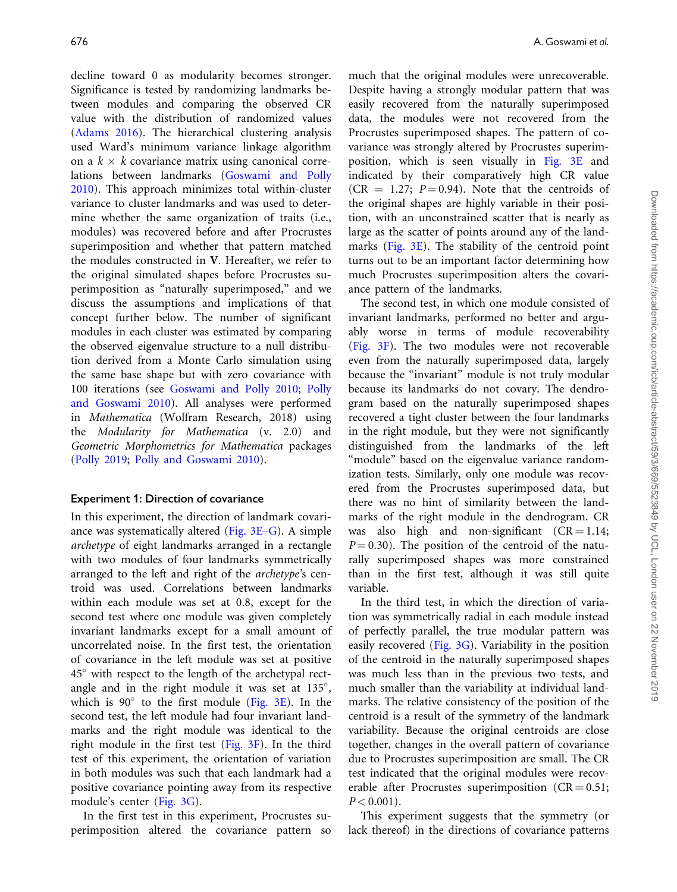decline toward 0 as modularity becomes stronger. Significance is tested by randomizing landmarks between modules and comparing the observed CR value with the distribution of randomized values (Adams 2016). The hierarchical clustering analysis used Ward's minimum variance linkage algorithm on a $k \times k$ covariance matrix using canonical correlations between landmarks (Goswami and Polly 2010). This approach minimizes total within-cluster variance to cluster landmarks and was used to determine whether the same organization of traits (i.e., modules) was recovered before and after Procrustes superimposition and whether that pattern matched the modules constructed in **V**. Hereafter, we refer to the original simulated shapes before Procrustes superimposition as "naturally superimposed," and we discuss the assumptions and implications of that concept further below. The number of significant modules in each cluster was estimated by comparing the observed eigenvalue structure to a null distribution derived from a Monte Carlo simulation using the same base shape but with zero covariance with 100 iterations (see Goswami and Polly 2010; Polly and Goswami 2010). All analyses were performed in *Mathematica* (Wolfram Research, 2018) using the *Modularity for Mathematica* (v. 2.0) and *Geometric Morphometrics for Mathematica* packages (Polly 2019; Polly and Goswami 2010).

### Experiment 1: Direction of covariance

In this experiment, the direction of landmark covariance was systematically altered (Fig. 3E–G). A simple *archetype* of eight landmarks arranged in a rectangle with two modules of four landmarks symmetrically arranged to the left and right of the *archetype*'s centroid was used. Correlations between landmarks within each module was set at 0.8, except for the second test where one module was given completely invariant landmarks except for a small amount of uncorrelated noise. In the first test, the orientation of covariance in the left module was set at positive 45° with respect to the length of the archetypal rectangle and in the right module it was set at 135°, which is 90° to the first module (Fig. 3E). In the second test, the left module had four invariant landmarks and the right module was identical to the right module in the first test (Fig. 3F). In the third test of this experiment, the orientation of variation in both modules was such that each landmark had a positive covariance pointing away from its respective module's center (Fig. 3G).

In the first test in this experiment, Procrustes superimposition altered the covariance pattern so much that the original modules were unrecoverable. Despite having a strongly modular pattern that was easily recovered from the naturally superimposed data, the modules were not recovered from the Procrustes superimposed shapes. The pattern of covariance was strongly altered by Procrustes superimposition, which is seen visually in Fig. 3E and indicated by their comparatively high CR value ($CR = 1.27$; $P = 0.94$). Note that the centroids of the original shapes are highly variable in their position, with an unconstrained scatter that is nearly as large as the scatter of points around any of the landmarks (Fig. 3E). The stability of the centroid point turns out to be an important factor determining how much Procrustes superimposition alters the covariance pattern of the landmarks.

The second test, in which one module consisted of invariant landmarks, performed no better and arguably worse in terms of module recoverability (Fig. 3F). The two modules were not recoverable even from the naturally superimposed data, largely because the "invariant" module is not truly modular because its landmarks do not covary. The dendrogram based on the naturally superimposed shapes recovered a tight cluster between the four landmarks in the right module, but they were not significantly distinguished from the landmarks of the left "module" based on the eigenvalue variance randomization tests. Similarly, only one module was recovered from the Procrustes superimposed data, but there was no hint of similarity between the landmarks of the right module in the dendrogram. CR was also high and non-significant ($CR = 1.14$; $P = 0.30$). The position of the centroid of the naturally superimposed shapes was more constrained than in the first test, although it was still quite variable.

In the third test, in which the direction of variation was symmetrically radial in each module instead of perfectly parallel, the true modular pattern was easily recovered (Fig. 3G). Variability in the position of the centroid in the naturally superimposed shapes was much less than in the previous two tests, and much smaller than the variability at individual landmarks. The relative consistency of the position of the centroid is a result of the symmetry of the landmark variability. Because the original centroids are close together, changes in the overall pattern of covariance due to Procrustes superimposition are small. The CR test indicated that the original modules were recoverable after Procrustes superimposition ($CR = 0.51$; $P < 0.001$).

This experiment suggests that the symmetry (or lack thereof) in the directions of covariance patterns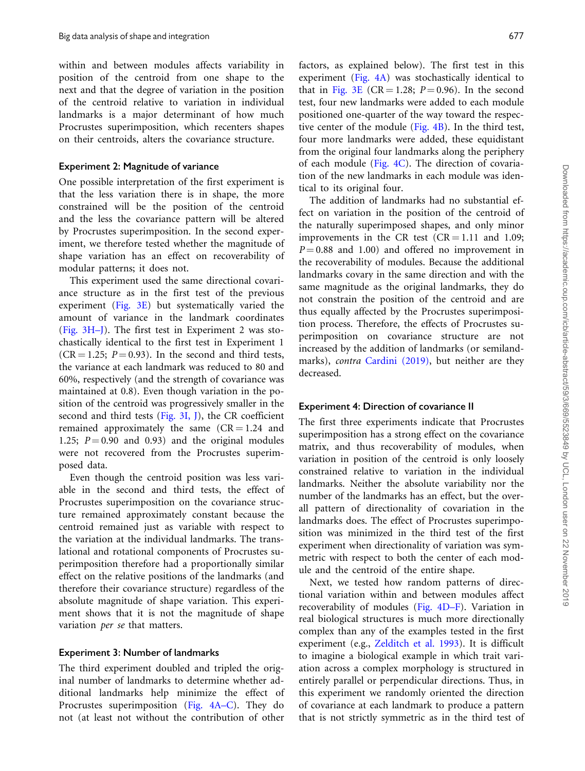within and between modules affects variability in position of the centroid from one shape to the next and that the degree of variation in the position of the centroid relative to variation in individual landmarks is a major determinant of how much Procrustes superimposition, which recenters shapes on their centroids, alters the covariance structure.

### Experiment 2: Magnitude of variance

One possible interpretation of the first experiment is that the less variation there is in shape, the more constrained will be the position of the centroid and the less the covariance pattern will be altered by Procrustes superimposition. In the second experiment, we therefore tested whether the magnitude of shape variation has an effect on recoverability of modular patterns; it does not.

This experiment used the same directional covariance structure as in the first test of the previous experiment (Fig. 3E) but systematically varied the amount of variance in the landmark coordinates (Fig. 3H–J). The first test in Experiment 2 was stochastically identical to the first test in Experiment 1 (CR = 1.25; $P = 0.93$). In the second and third tests, the variance at each landmark was reduced to 80 and 60%, respectively (and the strength of covariance was maintained at 0.8). Even though variation in the position of the centroid was progressively smaller in the second and third tests (Fig. 3I, J), the CR coefficient remained approximately the same (CR = 1.24 and 1.25; $P = 0.90$ and 0.93) and the original modules were not recovered from the Procrustes superimposed data.

Even though the centroid position was less variable in the second and third tests, the effect of Procrustes superimposition on the covariance structure remained approximately constant because the centroid remained just as variable with respect to the variation at the individual landmarks. The translational and rotational components of Procrustes superimposition therefore had a proportionally similar effect on the relative positions of the landmarks (and therefore their covariance structure) regardless of the absolute magnitude of shape variation. This experiment shows that it is not the magnitude of shape variation *per se* that matters.

### Experiment 3: Number of landmarks

The third experiment doubled and tripled the original number of landmarks to determine whether additional landmarks help minimize the effect of Procrustes superimposition (Fig. 4A–C). They do not (at least not without the contribution of other factors, as explained below). The first test in this experiment (Fig. 4A) was stochastically identical to that in Fig. 3E (CR = 1.28; $P = 0.96$). In the second test, four new landmarks were added to each module positioned one-quarter of the way toward the respective center of the module (Fig. 4B). In the third test, four more landmarks were added, these equidistant from the original four landmarks along the periphery of each module (Fig. 4C). The direction of covariation of the new landmarks in each module was identical to its original four.

The addition of landmarks had no substantial effect on variation in the position of the centroid of the naturally superimposed shapes, and only minor improvements in the CR test (CR = 1.11 and 1.09; $P = 0.88$ and 1.00) and offered no improvement in the recoverability of modules. Because the additional landmarks covary in the same direction and with the same magnitude as the original landmarks, they do not constrain the position of the centroid and are thus equally affected by the Procrustes superimposition process. Therefore, the effects of Procrustes superimposition on covariance structure are not increased by the addition of landmarks (or semilandmarks), *contra* Cardini (2019), but neither are they decreased.

### Experiment 4: Direction of covariance II

The first three experiments indicate that Procrustes superimposition has a strong effect on the covariance matrix, and thus recoverability of modules, when variation in position of the centroid is only loosely constrained relative to variation in the individual landmarks. Neither the absolute variability nor the number of the landmarks has an effect, but the overall pattern of directionality of covariation in the landmarks does. The effect of Procrustes superimposition was minimized in the third test of the first experiment when directionality of variation was symmetric with respect to both the center of each module and the centroid of the entire shape.

Next, we tested how random patterns of directional variation within and between modules affect recoverability of modules (Fig. 4D–F). Variation in real biological structures is much more directionally complex than any of the examples tested in the first experiment (e.g., Zelditch et al. 1993). It is difficult to imagine a biological example in which trait variation across a complex morphology is structured in entirely parallel or perpendicular directions. Thus, in this experiment we randomly oriented the direction of covariance at each landmark to produce a pattern that is not strictly symmetric as in the third test of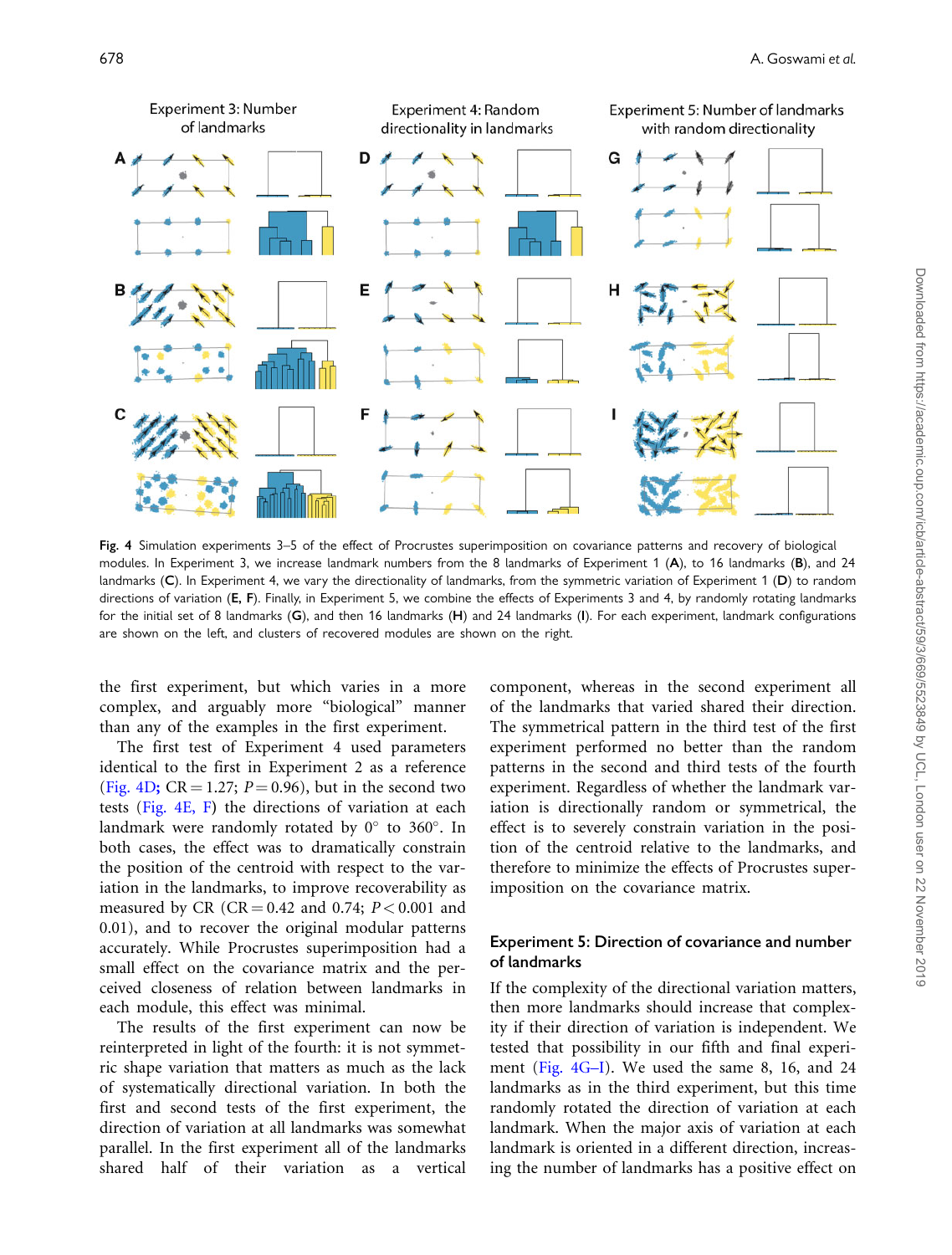Experiment 3: Number of landmarks

Experiment 4: Random directionality in landmarks

Experiment 5: Number of landmarks with random directionality

**Fig. 4** Simulation experiments 3–5 of the effect of Procrustes superimposition on covariance patterns and recovery of biological modules. In Experiment 3, we increase landmark numbers from the 8 landmarks of Experiment 1 (**A**), to 16 landmarks (**B**), and 24 landmarks (**C**). In Experiment 4, we vary the directionality of landmarks, from the symmetric variation of Experiment 1 (**D**) to random directions of variation (**E, F**). Finally, in Experiment 5, we combine the effects of Experiments 3 and 4, by randomly rotating landmarks for the initial set of 8 landmarks (**G**), and then 16 landmarks (**H**) and 24 landmarks (**I**). For each experiment, landmark configurations are shown on the left, and clusters of recovered modules are shown on the right.

the first experiment, but which varies in a more complex, and arguably more "biological" manner than any of the examples in the first experiment.

The first test of Experiment 4 used parameters identical to the first in Experiment 2 as a reference (Fig. 4D; CR = 1.27; $P = 0.96$), but in the second two tests (Fig. 4E, F) the directions of variation at each landmark were randomly rotated by 0° to 360°. In both cases, the effect was to dramatically constrain the position of the centroid with respect to the variation in the landmarks, to improve recoverability as measured by CR (CR = 0.42 and 0.74; $P < 0.001$ and 0.01), and to recover the original modular patterns accurately. While Procrustes superimposition had a small effect on the covariance matrix and the perceived closeness of relation between landmarks in each module, this effect was minimal.

The results of the first experiment can now be reinterpreted in light of the fourth: it is not symmetric shape variation that matters as much as the lack of systematically directional variation. In both the first and second tests of the first experiment, the direction of variation at all landmarks was somewhat parallel. In the first experiment all of the landmarks shared half of their variation as a vertical component, whereas in the second experiment all of the landmarks that varied shared their direction. The symmetrical pattern in the third test of the first experiment performed no better than the random patterns in the second and third tests of the fourth experiment. Regardless of whether the landmark variation is directionally random or symmetrical, the effect is to severely constrain variation in the position of the centroid relative to the landmarks, and therefore to minimize the effects of Procrustes superimposition on the covariance matrix.

## Experiment 5: Direction of covariance and number of landmarks

If the complexity of the directional variation matters, then more landmarks should increase that complexity if their direction of variation is independent. We tested that possibility in our fifth and final experiment (Fig. 4G–I). We used the same 8, 16, and 24 landmarks as in the third experiment, but this time randomly rotated the direction of variation at each landmark. When the major axis of variation at each landmark is oriented in a different direction, increasing the number of landmarks has a positive effect on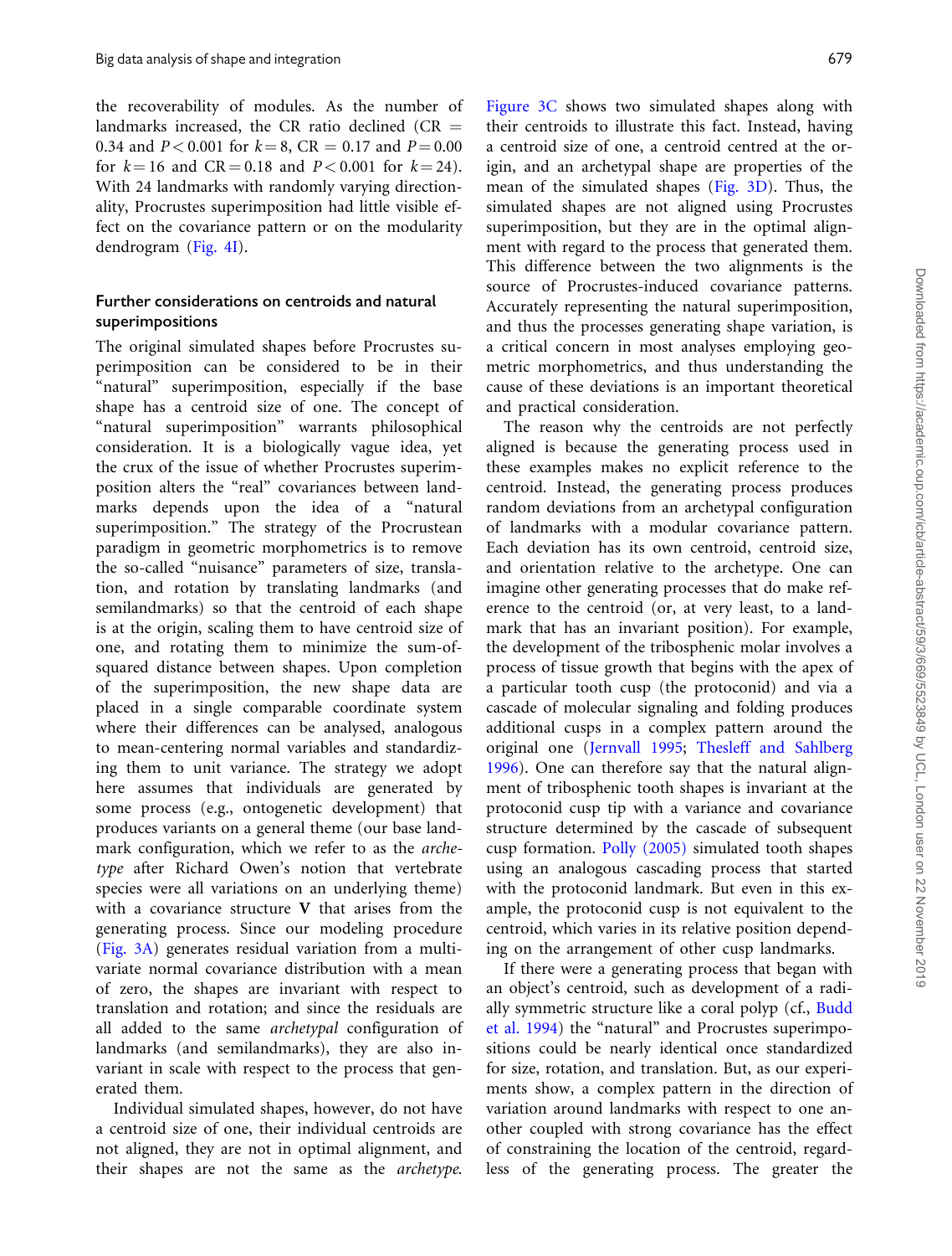the recoverability of modules. As the number of landmarks increased, the CR ratio declined (CR = 0.34 and $P < 0.001$ for $k = 8$, CR = 0.17 and $P = 0.00$ for $k = 16$ and CR = 0.18 and $P < 0.001$ for $k = 24$). With 24 landmarks with randomly varying directionality, Procrustes superimposition had little visible effect on the covariance pattern or on the modularity dendrogram (Fig. 4I).

### Further considerations on centroids and natural superimpositions

The original simulated shapes before Procrustes superimposition can be considered to be in their "natural" superimposition, especially if the base shape has a centroid size of one. The concept of "natural superimposition" warrants philosophical consideration. It is a biologically vague idea, yet the crux of the issue of whether Procrustes superimposition alters the "real" covariances between landmarks depends upon the idea of a "natural superimposition." The strategy of the Procrustean paradigm in geometric morphometrics is to remove the so-called "nuisance" parameters of size, translation, and rotation by translating landmarks (and semilandmarks) so that the centroid of each shape is at the origin, scaling them to have centroid size of one, and rotating them to minimize the sum-of-squared distance between shapes. Upon completion of the superimposition, the new shape data are placed in a single comparable coordinate system where their differences can be analysed, analogous to mean-centering normal variables and standardizing them to unit variance. The strategy we adopt here assumes that individuals are generated by some process (e.g., ontogenetic development) that produces variants on a general theme (our base landmark configuration, which we refer to as the *archetype* after Richard Owen's notion that vertebrate species were all variations on an underlying theme) with a covariance structure **V** that arises from the generating process. Since our modeling procedure (Fig. 3A) generates residual variation from a multivariate normal covariance distribution with a mean of zero, the shapes are invariant with respect to translation and rotation; and since the residuals are all added to the same *archetypal* configuration of landmarks (and semilandmarks), they are also invariant in scale with respect to the process that generated them.

Individual simulated shapes, however, do not have a centroid size of one, their individual centroids are not aligned, they are not in optimal alignment, and their shapes are not the same as the *archetype*. Figure 3C shows two simulated shapes along with their centroids to illustrate this fact. Instead, having a centroid size of one, a centroid centred at the origin, and an archetypal shape are properties of the mean of the simulated shapes (Fig. 3D). Thus, the simulated shapes are not aligned using Procrustes superimposition, but they are in the optimal alignment with regard to the process that generated them. This difference between the two alignments is the source of Procrustes-induced covariance patterns. Accurately representing the natural superimposition, and thus the processes generating shape variation, is a critical concern in most analyses employing geometric morphometrics, and thus understanding the cause of these deviations is an important theoretical and practical consideration.

The reason why the centroids are not perfectly aligned is because the generating process used in these examples makes no explicit reference to the centroid. Instead, the generating process produces random deviations from an archetypal configuration of landmarks with a modular covariance pattern. Each deviation has its own centroid, centroid size, and orientation relative to the archetype. One can imagine other generating processes that do make reference to the centroid (or, at very least, to a landmark that has an invariant position). For example, the development of the tribosphenic molar involves a process of tissue growth that begins with the apex of a particular tooth cusp (the protoconid) and via a cascade of molecular signaling and folding produces additional cusps in a complex pattern around the original one (Jernvall 1995; Thesleff and Sahlberg 1996). One can therefore say that the natural alignment of tribosphenic tooth shapes is invariant at the protoconid cusp tip with a variance and covariance structure determined by the cascade of subsequent cusp formation. Polly (2005) simulated tooth shapes using an analogous cascading process that started with the protoconid landmark. But even in this example, the protoconid cusp is not equivalent to the centroid, which varies in its relative position depending on the arrangement of other cusp landmarks.

If there were a generating process that began with an object's centroid, such as development of a radially symmetric structure like a coral polyp (cf., Budd et al. 1994) the "natural" and Procrustes superimpositions could be nearly identical once standardized for size, rotation, and translation. But, as our experiments show, a complex pattern in the direction of variation around landmarks with respect to one another coupled with strong covariance has the effect of constraining the location of the centroid, regardless of the generating process. The greater the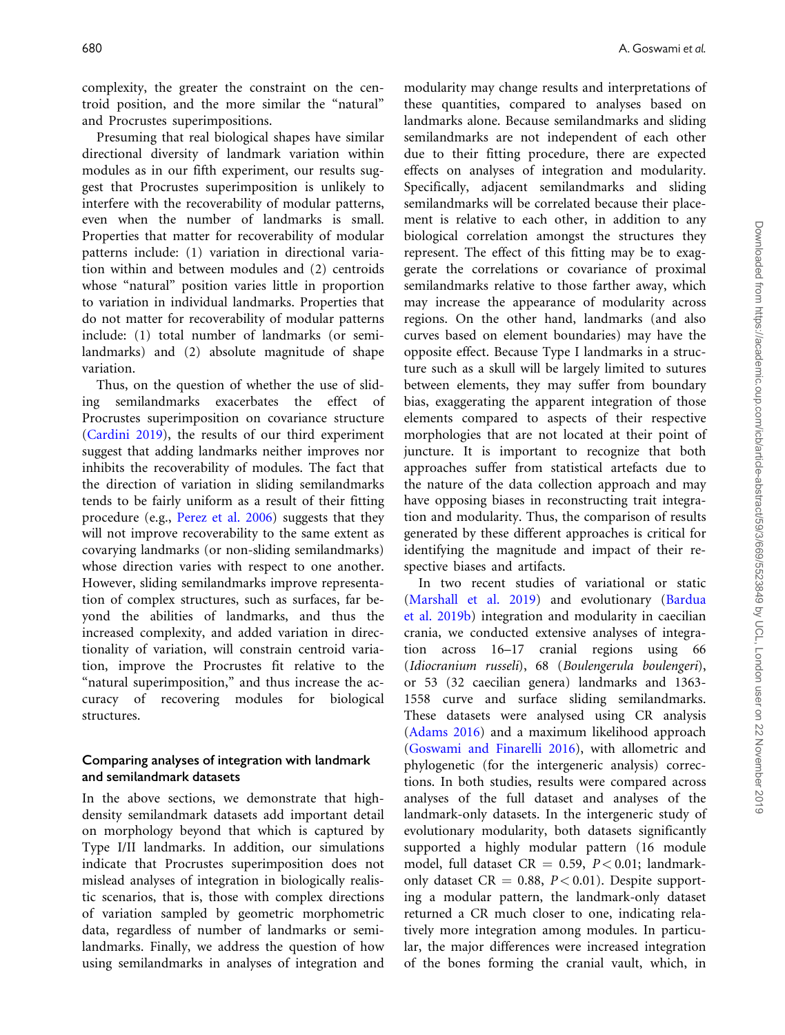complexity, the greater the constraint on the centroid position, and the more similar the "natural" and Procrustes superimpositions.

Presuming that real biological shapes have similar directional diversity of landmark variation within modules as in our fifth experiment, our results suggest that Procrustes superimposition is unlikely to interfere with the recoverability of modular patterns, even when the number of landmarks is small. Properties that matter for recoverability of modular patterns include: (1) variation in directional variation within and between modules and (2) centroids whose "natural" position varies little in proportion to variation in individual landmarks. Properties that do not matter for recoverability of modular patterns include: (1) total number of landmarks (or semilandmarks) and (2) absolute magnitude of shape variation.

Thus, on the question of whether the use of sliding semilandmarks exacerbates the effect of Procrustes superimposition on covariance structure (Cardini 2019), the results of our third experiment suggest that adding landmarks neither improves nor inhibits the recoverability of modules. The fact that the direction of variation in sliding semilandmarks tends to be fairly uniform as a result of their fitting procedure (e.g., Perez et al. 2006) suggests that they will not improve recoverability to the same extent as covarying landmarks (or non-sliding semilandmarks) whose direction varies with respect to one another. However, sliding semilandmarks improve representation of complex structures, such as surfaces, far beyond the abilities of landmarks, and thus the increased complexity, and added variation in directionality of variation, will constrain centroid variation, improve the Procrustes fit relative to the "natural superimposition," and thus increase the accuracy of recovering modules for biological structures.

## Comparing analyses of integration with landmark and semilandmark datasets

In the above sections, we demonstrate that high-density semilandmark datasets add important detail on morphology beyond that which is captured by Type I/II landmarks. In addition, our simulations indicate that Procrustes superimposition does not mislead analyses of integration in biologically realistic scenarios, that is, those with complex directions of variation sampled by geometric morphometric data, regardless of number of landmarks or semilandmarks. Finally, we address the question of how using semilandmarks in analyses of integration and modularity may change results and interpretations of these quantities, compared to analyses based on landmarks alone. Because semilandmarks and sliding semilandmarks are not independent of each other due to their fitting procedure, there are expected effects on analyses of integration and modularity. Specifically, adjacent semilandmarks and sliding semilandmarks will be correlated because their placement is relative to each other, in addition to any biological correlation amongst the structures they represent. The effect of this fitting may be to exaggerate the correlations or covariance of proximal semilandmarks relative to those farther away, which may increase the appearance of modularity across regions. On the other hand, landmarks (and also curves based on element boundaries) may have the opposite effect. Because Type I landmarks in a structure such as a skull will be largely limited to sutures between elements, they may suffer from boundary bias, exaggerating the apparent integration of those elements compared to aspects of their respective morphologies that are not located at their point of juncture. It is important to recognize that both approaches suffer from statistical artefacts due to the nature of the data collection approach and may have opposing biases in reconstructing trait integration and modularity. Thus, the comparison of results generated by these different approaches is critical for identifying the magnitude and impact of their respective biases and artifacts.

In two recent studies of variational or static (Marshall et al. 2019) and evolutionary (Bardua et al. 2019b) integration and modularity in caecilian crania, we conducted extensive analyses of integration across 16–17 cranial regions using 66 (*Idiocranium russeli*), 68 (*Boulengerula boulengeri*), or 53 (32 caecilian genera) landmarks and 1363-1558 curve and surface sliding semilandmarks. These datasets were analysed using CR analysis (Adams 2016) and a maximum likelihood approach (Goswami and Finarelli 2016), with allometric and phylogenetic (for the intergeneric analysis) corrections. In both studies, results were compared across analyses of the full dataset and analyses of the landmark-only datasets. In the intergeneric study of evolutionary modularity, both datasets significantly supported a highly modular pattern (16 module model, full dataset CR = 0.59, $P < 0.01$; landmark-only dataset CR = 0.88, $P < 0.01$). Despite supporting a modular pattern, the landmark-only dataset returned a CR much closer to one, indicating relatively more integration among modules. In particular, the major differences were increased integration of the bones forming the cranial vault, which, in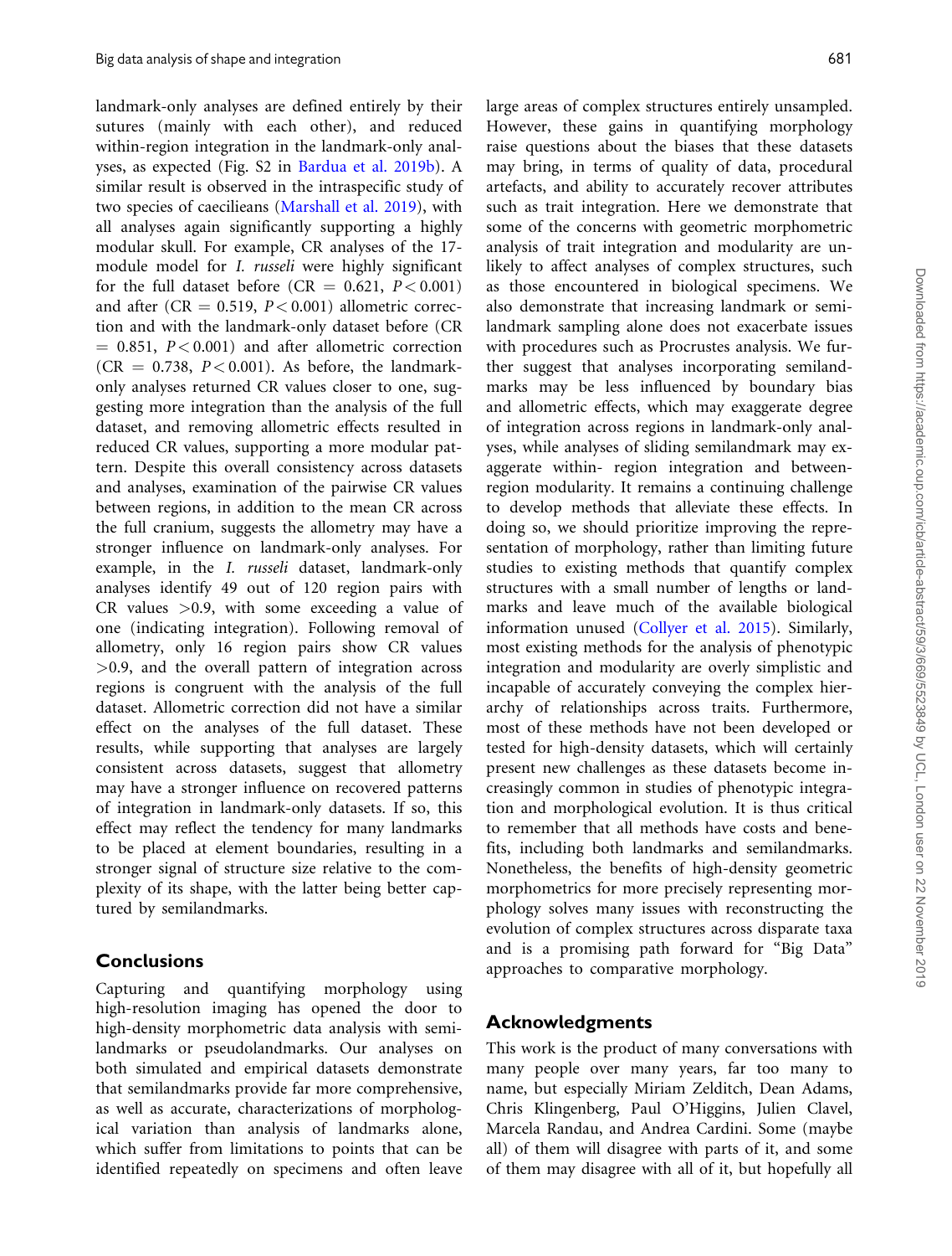landmark-only analyses are defined entirely by their sutures (mainly with each other), and reduced within-region integration in the landmark-only analyses, as expected (Fig. S2 in Bardua et al. 2019b). A similar result is observed in the intraspecific study of two species of caecilieans (Marshall et al. 2019), with all analyses again significantly supporting a highly modular skull. For example, CR analyses of the 17-module model for *I. russeli* were highly significant for the full dataset before (CR = 0.621, $P < 0.001$) and after (CR = 0.519, $P < 0.001$) allometric correction and with the landmark-only dataset before (CR = 0.851, $P < 0.001$) and after allometric correction (CR = 0.738, $P < 0.001$). As before, the landmark-only analyses returned CR values closer to one, suggesting more integration than the analysis of the full dataset, and removing allometric effects resulted in reduced CR values, supporting a more modular pattern. Despite this overall consistency across datasets and analyses, examination of the pairwise CR values between regions, in addition to the mean CR across the full cranium, suggests the allometry may have a stronger influence on landmark-only analyses. For example, in the *I. russeli* dataset, landmark-only analyses identify 49 out of 120 region pairs with CR values >0.9, with some exceeding a value of one (indicating integration). Following removal of allometry, only 16 region pairs show CR values >0.9, and the overall pattern of integration across regions is congruent with the analysis of the full dataset. Allometric correction did not have a similar effect on the analyses of the full dataset. These results, while supporting that analyses are largely consistent across datasets, suggest that allometry may have a stronger influence on recovered patterns of integration in landmark-only datasets. If so, this effect may reflect the tendency for many landmarks to be placed at element boundaries, resulting in a stronger signal of structure size relative to the complexity of its shape, with the latter being better captured by semilandmarks.

## Conclusions

Capturing and quantifying morphology using high-resolution imaging has opened the door to high-density morphometric data analysis with semilandmarks or pseudolandmarks. Our analyses on both simulated and empirical datasets demonstrate that semilandmarks provide far more comprehensive, as well as accurate, characterizations of morphological variation than analysis of landmarks alone, which suffer from limitations to points that can be identified repeatedly on specimens and often leave large areas of complex structures entirely unsampled. However, these gains in quantifying morphology raise questions about the biases that these datasets may bring, in terms of quality of data, procedural artefacts, and ability to accurately recover attributes such as trait integration. Here we demonstrate that some of the concerns with geometric morphometric analysis of trait integration and modularity are unlikely to affect analyses of complex structures, such as those encountered in biological specimens. We also demonstrate that increasing landmark or semilandmark sampling alone does not exacerbate issues with procedures such as Procrustes analysis. We further suggest that analyses incorporating semilandmarks may be less influenced by boundary bias and allometric effects, which may exaggerate degree of integration across regions in landmark-only analyses, while analyses of sliding semilandmark may exaggerate within- region integration and between-region modularity. It remains a continuing challenge to develop methods that alleviate these effects. In doing so, we should prioritize improving the representation of morphology, rather than limiting future studies to existing methods that quantify complex structures with a small number of lengths or landmarks and leave much of the available biological information unused (Collyer et al. 2015). Similarly, most existing methods for the analysis of phenotypic integration and modularity are overly simplistic and incapable of accurately conveying the complex hierarchy of relationships across traits. Furthermore, most of these methods have not been developed or tested for high-density datasets, which will certainly present new challenges as these datasets become increasingly common in studies of phenotypic integration and morphological evolution. It is thus critical to remember that all methods have costs and benefits, including both landmarks and semilandmarks. Nonetheless, the benefits of high-density geometric morphometrics for more precisely representing morphology solves many issues with reconstructing the evolution of complex structures across disparate taxa and is a promising path forward for "Big Data" approaches to comparative morphology.

## Acknowledgments

This work is the product of many conversations with many people over many years, far too many to name, but especially Miriam Zelditch, Dean Adams, Chris Klingenberg, Paul O'Higgins, Julien Clavel, Marcela Randau, and Andrea Cardini. Some (maybe all) of them will disagree with parts of it, and some of them may disagree with all of it, but hopefully all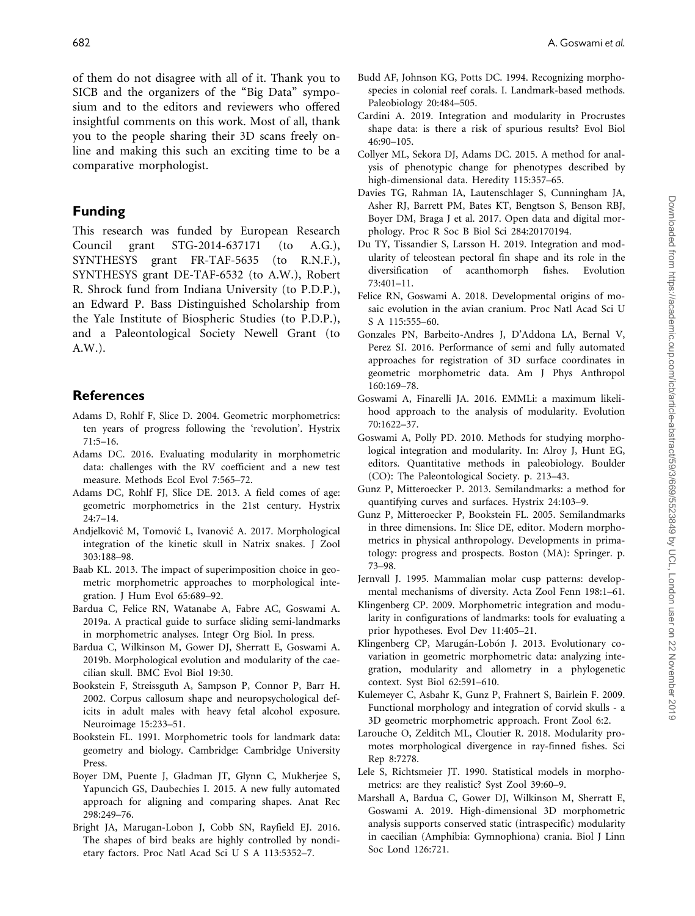of them do not disagree with all of it. Thank you to SICB and the organizers of the "Big Data" symposium and to the editors and reviewers who offered insightful comments on this work. Most of all, thank you to the people sharing their 3D scans freely online and making this such an exciting time to be a comparative morphologist.

## Funding

This research was funded by European Research Council grant STG-2014-637171 (to A.G.), SYNTHESYS grant FR-TAF-5635 (to R.N.F.), SYNTHESYS grant DE-TAF-6532 (to A.W.), Robert R. Shrock fund from Indiana University (to P.D.P.), an Edward P. Bass Distinguished Scholarship from the Yale Institute of Biospheric Studies (to P.D.P.), and a Paleontological Society Newell Grant (to A.W.).

## References

Adams D, Rohlf F, Slice D. 2004. Geometric morphometrics: ten years of progress following the 'revolution'. Hystrix 71:5–16.

Adams DC. 2016. Evaluating modularity in morphometric data: challenges with the RV coefficient and a new test measure. Methods Ecol Evol 7:565–72.

Adams DC, Rohlf FJ, Slice DE. 2013. A field comes of age: geometric morphometrics in the 21st century. Hystrix 24:7–14.

Andjelković M, Tomović L, Ivanović A. 2017. Morphological integration of the kinetic skull in Natrix snakes. J Zool 303:188–98.

Baab KL. 2013. The impact of superimposition choice in geometric morphometric approaches to morphological integration. J Hum Evol 65:689–92.

Bardua C, Felice RN, Watanabe A, Fabre AC, Goswami A. 2019a. A practical guide to surface sliding semi-landmarks in morphometric analyses. Integr Org Biol. In press.

Bardua C, Wilkinson M, Gower DJ, Sherratt E, Goswami A. 2019b. Morphological evolution and modularity of the caecilian skull. BMC Evol Biol 19:30.

Bookstein F, Streissguth A, Sampson P, Connor P, Barr H. 2002. Corpus callosum shape and neuropsychological deficits in adult males with heavy fetal alcohol exposure. Neuroimage 15:233–51.

Bookstein FL. 1991. Morphometric tools for landmark data: geometry and biology. Cambridge: Cambridge University Press.

Boyer DM, Puente J, Gladman JT, Glynn C, Mukherjee S, Yapuncich GS, Daubechies I. 2015. A new fully automated approach for aligning and comparing shapes. Anat Rec 298:249–76.

Bright JA, Marugan-Lobon J, Cobb SN, Rayfield EJ. 2016. The shapes of bird beaks are highly controlled by nondietary factors. Proc Natl Acad Sci U S A 113:5352–7.

Budd AF, Johnson KG, Potts DC. 1994. Recognizing morphospecies in colonial reef corals. I. Landmark-based methods. Paleobiology 20:484–505.

Cardini A. 2019. Integration and modularity in Procrustes shape data: is there a risk of spurious results? Evol Biol 46:90–105.

Collyer ML, Sekora DJ, Adams DC. 2015. A method for analysis of phenotypic change for phenotypes described by high-dimensional data. Heredity 115:357–65.

Davies TG, Rahman IA, Lautenschlager S, Cunningham JA, Asher RJ, Barrett PM, Bates KT, Bengtson S, Benson RBJ, Boyer DM, Braga J et al. 2017. Open data and digital morphology. Proc R Soc B Biol Sci 284:20170194.

Du TY, Tissandier S, Larsson H. 2019. Integration and modularity of teleostean pectoral fin shape and its role in the diversification of acanthomorph fishes. Evolution 73:401–11.

Felice RN, Goswami A. 2018. Developmental origins of mosaic evolution in the avian cranium. Proc Natl Acad Sci U S A 115:555–60.

Gonzales PN, Barbeito-Andres J, D'Addona LA, Bernal V, Perez SI. 2016. Performance of semi and fully automated approaches for registration of 3D surface coordinates in geometric morphometric data. Am J Phys Anthropol 160:169–78.

Goswami A, Finarelli JA. 2016. EMMLi: a maximum likelihood approach to the analysis of modularity. Evolution 70:1622–37.

Goswami A, Polly PD. 2010. Methods for studying morphological integration and modularity. In: Alroy J, Hunt EG, editors. Quantitative methods in paleobiology. Boulder (CO): The Paleontological Society. p. 213–43.

Gunz P, Mitteroecker P. 2013. Semilandmarks: a method for quantifying curves and surfaces. Hystrix 24:103–9.

Gunz P, Mitteroecker P, Bookstein FL. 2005. Semilandmarks in three dimensions. In: Slice DE, editor. Modern morphometrics in physical anthropology. Developments in primatology: progress and prospects. Boston (MA): Springer. p. 73–98.

Jernvall J. 1995. Mammalian molar cusp patterns: developmental mechanisms of diversity. Acta Zool Fenn 198:1–61.

Klingenberg CP. 2009. Morphometric integration and modularity in configurations of landmarks: tools for evaluating a prior hypotheses. Evol Dev 11:405–21.

Klingenberg CP, Marugán-Lobón J. 2013. Evolutionary covariation in geometric morphometric data: analyzing integration, modularity and allometry in a phylogenetic context. Syst Biol 62:591–610.

Kulemeyer C, Asbahr K, Gunz P, Frahnert S, Bairlein F. 2009. Functional morphology and integration of corvid skulls - a 3D geometric morphometric approach. Front Zool 6:2.

Larouche O, Zelditch ML, Cloutier R. 2018. Modularity promotes morphological divergence in ray-finned fishes. Sci Rep 8:7278.

Lele S, Richtsmeier JT. 1990. Statistical models in morphometrics: are they realistic? Syst Zool 39:60–9.

Marshall A, Bardua C, Gower DJ, Wilkinson M, Sherratt E, Goswami A. 2019. High-dimensional 3D morphometric analysis supports conserved static (intraspecific) modularity in caecilian (Amphibia: Gymnophiona) crania. Biol J Linn Soc Lond 126:721.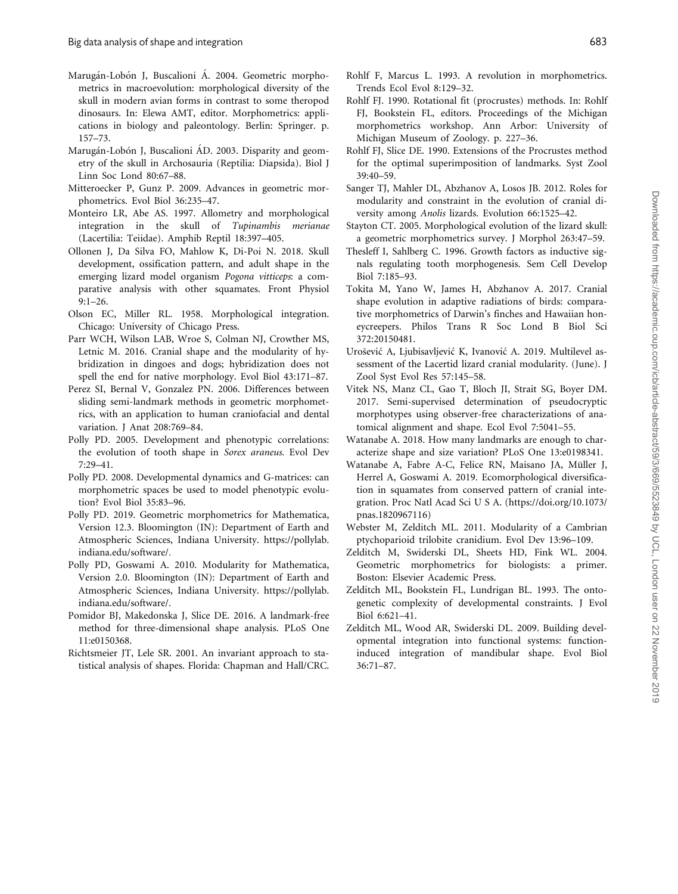Marugán-Lobón J, Buscalioni Á. 2004. Geometric morphometrics in macroevolution: morphological diversity of the skull in modern avian forms in contrast to some theropod dinosaurs. In: Elewa AMT, editor. Morphometrics: applications in biology and paleontology. Berlin: Springer. p. 157–73.

Marugán-Lobón J, Buscalioni ÁD. 2003. Disparity and geometry of the skull in Archosauria (Reptilia: Diapsida). Biol J Linn Soc Lond 80:67–88.

Mitteroecker P, Gunz P. 2009. Advances in geometric morphometrics. Evol Biol 36:235–47.

Monteiro LR, Abe AS. 1997. Allometry and morphological integration in the skull of *Tupinambis merianae* (Lacertilia: Teiidae). Amphib Reptil 18:397–405.

Ollonen J, Da Silva FO, Mahlow K, Di-Poi N. 2018. Skull development, ossification pattern, and adult shape in the emerging lizard model organism *Pogona vitticeps*: a comparative analysis with other squamates. Front Physiol 9:1–26.

Olson EC, Miller RL. 1958. Morphological integration. Chicago: University of Chicago Press.

Parr WCH, Wilson LAB, Wroe S, Colman NJ, Crowther MS, Letnic M. 2016. Cranial shape and the modularity of hybridization in dingoes and dogs; hybridization does not spell the end for native morphology. Evol Biol 43:171–87.

Perez SI, Bernal V, Gonzalez PN. 2006. Differences between sliding semi-landmark methods in geometric morphometrics, with an application to human craniofacial and dental variation. J Anat 208:769–84.

Polly PD. 2005. Development and phenotypic correlations: the evolution of tooth shape in *Sorex araneus*. Evol Dev 7:29–41.

Polly PD. 2008. Developmental dynamics and G-matrices: can morphometric spaces be used to model phenotypic evolution? Evol Biol 35:83–96.

Polly PD. 2019. Geometric morphometrics for Mathematica, Version 12.3. Bloomington (IN): Department of Earth and Atmospheric Sciences, Indiana University. https://pollylab.indiana.edu/software/.

Polly PD, Goswami A. 2010. Modularity for Mathematica, Version 2.0. Bloomington (IN): Department of Earth and Atmospheric Sciences, Indiana University. https://pollylab.indiana.edu/software/.

Pomidor BJ, Makedonska J, Slice DE. 2016. A landmark-free method for three-dimensional shape analysis. PLoS One 11:e0150368.

Richtsmeier JT, Lele SR. 2001. An invariant approach to statistical analysis of shapes. Florida: Chapman and Hall/CRC.

Rohlf F, Marcus L. 1993. A revolution in morphometrics. Trends Ecol Evol 8:129–32.

Rohlf FJ. 1990. Rotational fit (procrustes) methods. In: Rohlf FJ, Bookstein FL, editors. Proceedings of the Michigan morphometrics workshop. Ann Arbor: University of Michigan Museum of Zoology. p. 227–36.

Rohlf FJ, Slice DE. 1990. Extensions of the Procrustes method for the optimal superimposition of landmarks. Syst Zool 39:40–59.

Sanger TJ, Mahler DL, Abzhanov A, Losos JB. 2012. Roles for modularity and constraint in the evolution of cranial diversity among *Anolis* lizards. Evolution 66:1525–42.

Stayton CT. 2005. Morphological evolution of the lizard skull: a geometric morphometrics survey. J Morphol 263:47–59.

Thesleff I, Sahlberg C. 1996. Growth factors as inductive signals regulating tooth morphogenesis. Sem Cell Develop Biol 7:185–93.

Tokita M, Yano W, James H, Abzhanov A. 2017. Cranial shape evolution in adaptive radiations of birds: comparative morphometrics of Darwin's finches and Hawaiian honeycreepers. Philos Trans R Soc Lond B Biol Sci 372:20150481.

Urošević A, Ljubisavljević K, Ivanović A. 2019. Multilevel assessment of the Lacertid lizard cranial modularity. (June). J Zool Syst Evol Res 57:145–58.

Vitek NS, Manz CL, Gao T, Bloch JI, Strait SG, Boyer DM. 2017. Semi-supervised determination of pseudocryptic morphotypes using observer-free characterizations of anatomical alignment and shape. Ecol Evol 7:5041–55.

Watanabe A. 2018. How many landmarks are enough to characterize shape and size variation? PLoS One 13:e0198341.

Watanabe A, Fabre A-C, Felice RN, Maisano JA, Müller J, Herrel A, Goswami A. 2019. Ecomorphological diversification in squamates from conserved pattern of cranial integration. Proc Natl Acad Sci U S A. (https://doi.org/10.1073/pnas.1820967116)

Webster M, Zelditch ML. 2011. Modularity of a Cambrian ptychoparioid trilobite cranidium. Evol Dev 13:96–109.

Zelditch M, Swiderski DL, Sheets HD, Fink WL. 2004. Geometric morphometrics for biologists: a primer. Boston: Elsevier Academic Press.

Zelditch ML, Bookstein FL, Lundrigan BL. 1993. The ontogenetic complexity of developmental constraints. J Evol Biol 6:621–41.

Zelditch ML, Wood AR, Swiderski DL. 2009. Building developmental integration into functional systems: function-induced integration of mandibular shape. Evol Biol 36:71–87.